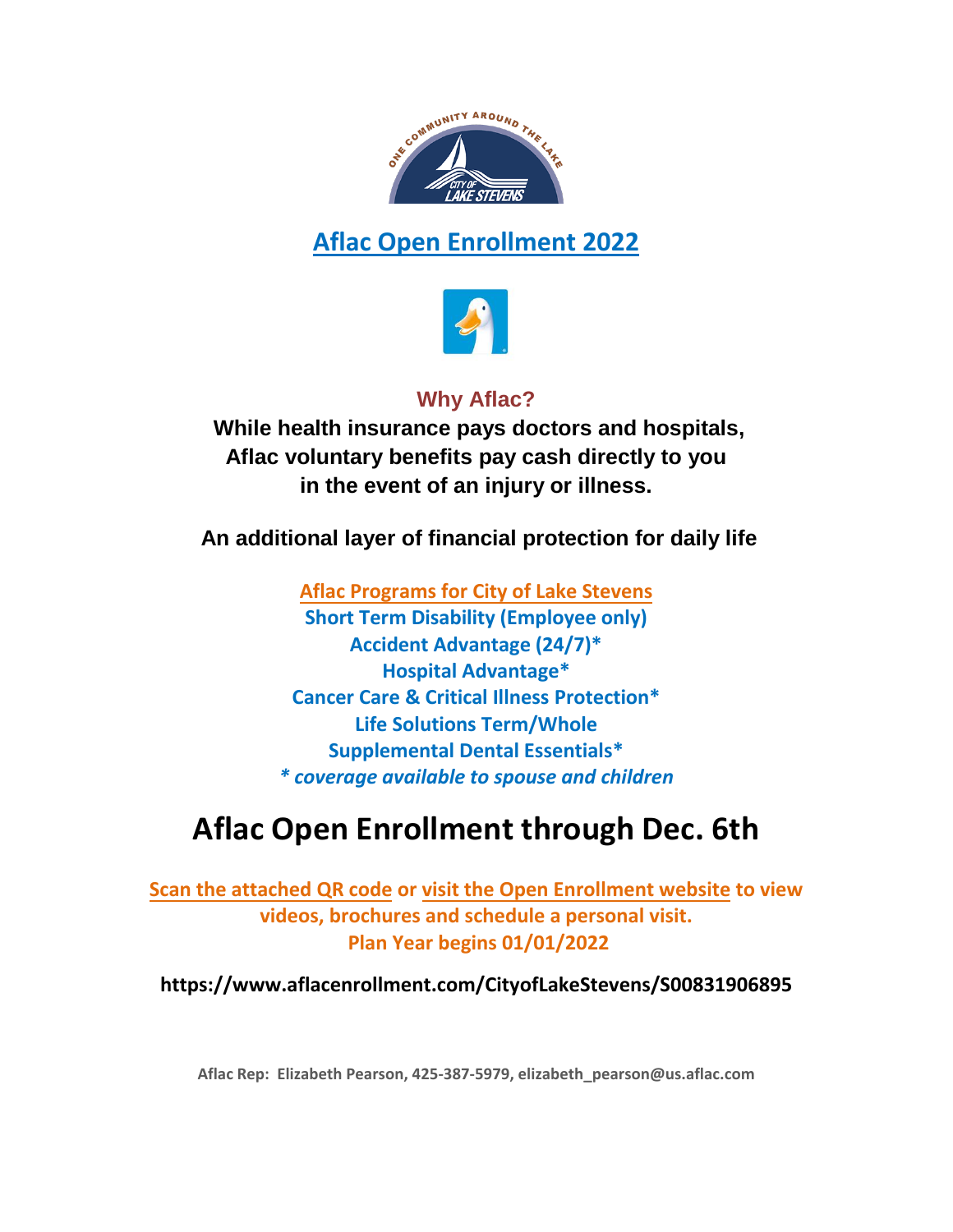# Aflac Open Enrollment 2022

### Why Aflac?

**While health insurance pays doctors and hospitals, Aflac voluntary benefits pay cash directly to you in the event of an injury or illness.**

**An additional layer of financial protection for daily life**

**Aflac Programs for City of Lake Stevens**

**Short Term Disability (Employee only)**
**Accident Advantage (24/7)***
**Hospital Advantage***
**Cancer Care & Critical Illness Protection***
**Life Solutions Term/Whole**
**Supplemental Dental Essentials***
***\* coverage available to spouse and children***

# Aflac Open Enrollment through Dec. 6th

**Scan the attached QR code or visit the Open Enrollment website to view videos, brochures and schedule a personal visit.**
**Plan Year begins 01/01/2022**

**https://www.aflacenrollment.com/CityofLakeStevens/S00831906895**

**Aflac Rep: Elizabeth Pearson, 425-387-5979, elizabeth_pearson@us.aflac.com**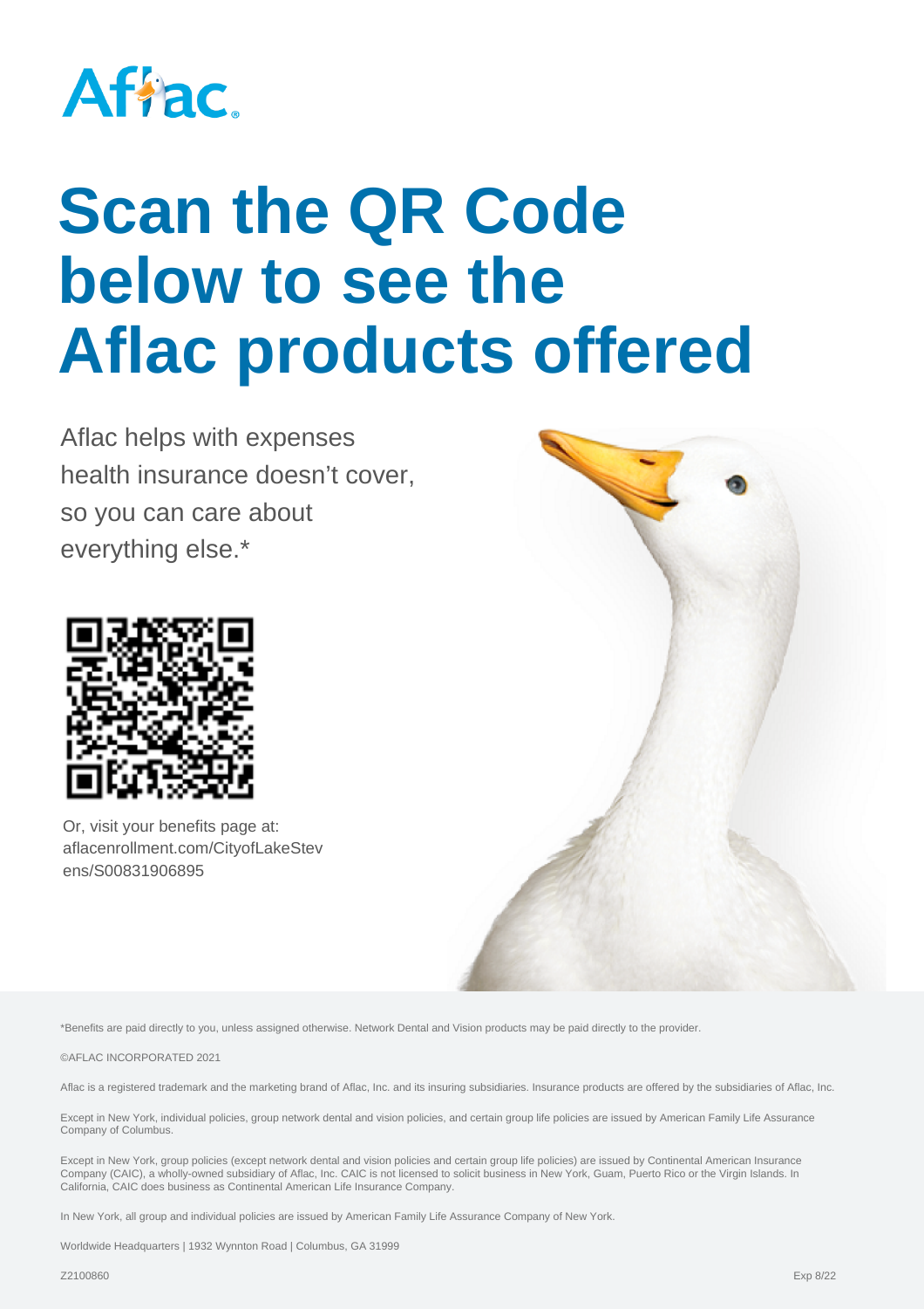# Scan the QR Code below to see the Aflac products offered

Aflac helps with expenses health insurance doesn't cover, so you can care about everything else.*

Or, visit your benefits page at: aflacenrollment.com/CityofLakeStevens/S00831906895

*Benefits are paid directly to you, unless assigned otherwise. Network Dental and Vision products may be paid directly to the provider.

©AFLAC INCORPORATED 2021

Aflac is a registered trademark and the marketing brand of Aflac, Inc. and its insuring subsidiaries. Insurance products are offered by the subsidiaries of Aflac, Inc.

Except in New York, individual policies, group network dental and vision policies, and certain group life policies are issued by American Family Life Assurance Company of Columbus.

Except in New York, group policies (except network dental and vision policies and certain group life policies) are issued by Continental American Insurance Company (CAIC), a wholly-owned subsidiary of Aflac, Inc. CAIC is not licensed to solicit business in New York, Guam, Puerto Rico or the Virgin Islands. In California, CAIC does business as Continental American Life Insurance Company.

In New York, all group and individual policies are issued by American Family Life Assurance Company of New York.

Worldwide Headquarters | 1932 Wynnton Road | Columbus, GA 31999

Z2100860 Exp 8/22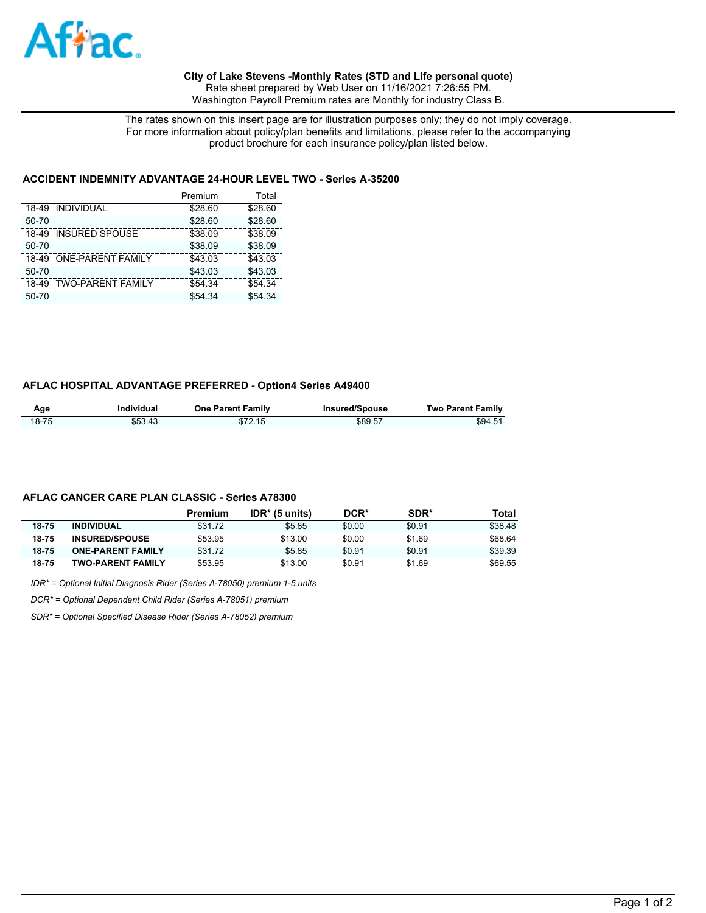Aflac

**City of Lake Stevens -Monthly Rates (STD and Life personal quote)**
Rate sheet prepared by Web User on 11/16/2021 7:26:55 PM.
Washington Payroll Premium rates are Monthly for industry Class B.

The rates shown on this insert page are for illustration purposes only; they do not imply coverage.
For more information about policy/plan benefits and limitations, please refer to the accompanying product brochure for each insurance policy/plan listed below.

### ACCIDENT INDEMNITY ADVANTAGE 24-HOUR LEVEL TWO - Series A-35200

| | | Premium | Total |
|---|---|---|---|
| 18-49 | INDIVIDUAL | $28.60 | $28.60 |
| 50-70 | | $28.60 | $28.60 |
| 18-49 | INSURED SPOUSE | $38.09 | $38.09 |
| 50-70 | | $38.09 | $38.09 |
| 18-49 | ONE-PARENT FAMILY | $43.03 | $43.03 |
| 50-70 | | $43.03 | $43.03 |
| 18-49 | TWO-PARENT FAMILY | $54.34 | $54.34 |
| 50-70 | | $54.34 | $54.34 |

### AFLAC HOSPITAL ADVANTAGE PREFERRED - Option4 Series A49400

| Age | Individual | One Parent Family | Insured/Spouse | Two Parent Family |
|---|---|---|---|---|
| 18-75 | $53.43 | $72.15 | $89.57 | $94.51 |

### AFLAC CANCER CARE PLAN CLASSIC - Series A78300

| | | Premium | IDR* (5 units) | DCR* | SDR* | Total |
|---|---|---|---|---|---|---|
| **18-75** | **INDIVIDUAL** | $31.72 | $5.85 | $0.00 | $0.91 | $38.48 |
| **18-75** | **INSURED/SPOUSE** | $53.95 | $13.00 | $0.00 | $1.69 | $68.64 |
| **18-75** | **ONE-PARENT FAMILY** | $31.72 | $5.85 | $0.91 | $0.91 | $39.39 |
| **18-75** | **TWO-PARENT FAMILY** | $53.95 | $13.00 | $0.91 | $1.69 | $69.55 |

*IDR* = Optional Initial Diagnosis Rider (Series A-78050) premium 1-5 units*

*DCR* = Optional Dependent Child Rider (Series A-78051) premium*

*SDR* = Optional Specified Disease Rider (Series A-78052) premium*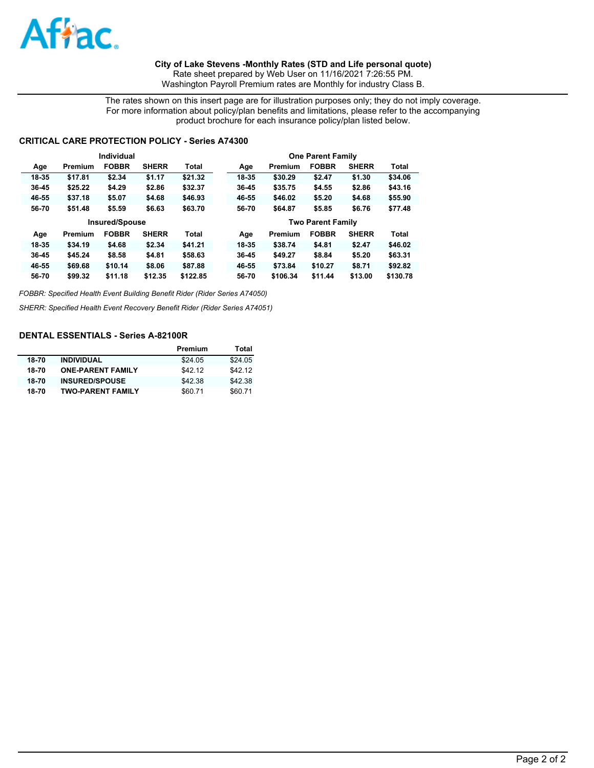**City of Lake Stevens -Monthly Rates (STD and Life personal quote)**
Rate sheet prepared by Web User on 11/16/2021 7:26:55 PM.
Washington Payroll Premium rates are Monthly for industry Class B.

The rates shown on this insert page are for illustration purposes only; they do not imply coverage. For more information about policy/plan benefits and limitations, please refer to the accompanying product brochure for each insurance policy/plan listed below.

## CRITICAL CARE PROTECTION POLICY - Series A74300

| Individual | | | | | One Parent Family | | | | |
|---|---|---|---|---|---|---|---|---|---|
| Age | Premium | FOBBR | SHERR | Total | Age | Premium | FOBBR | SHERR | Total |
| 18-35 | $17.81 | $2.34 | $1.17 | $21.32 | 18-35 | $30.29 | $2.47 | $1.30 | $34.06 |
| 36-45 | $25.22 | $4.29 | $2.86 | $32.37 | 36-45 | $35.75 | $4.55 | $2.86 | $43.16 |
| 46-55 | $37.18 | $5.07 | $4.68 | $46.93 | 46-55 | $46.02 | $5.20 | $4.68 | $55.90 |
| 56-70 | $51.48 | $5.59 | $6.63 | $63.70 | 56-70 | $64.87 | $5.85 | $6.76 | $77.48 |

| Insured/Spouse | | | | | Two Parent Family | | | | |
|---|---|---|---|---|---|---|---|---|---|
| Age | Premium | FOBBR | SHERR | Total | Age | Premium | FOBBR | SHERR | Total |
| 18-35 | $34.19 | $4.68 | $2.34 | $41.21 | 18-35 | $38.74 | $4.81 | $2.47 | $46.02 |
| 36-45 | $45.24 | $8.58 | $4.81 | $58.63 | 36-45 | $49.27 | $8.84 | $5.20 | $63.31 |
| 46-55 | $69.68 | $10.14 | $8.06 | $87.88 | 46-55 | $73.84 | $10.27 | $8.71 | $92.82 |
| 56-70 | $99.32 | $11.18 | $12.35 | $122.85 | 56-70 | $106.34 | $11.44 | $13.00 | $130.78 |

*FOBBR: Specified Health Event Building Benefit Rider (Rider Series A74050)*

*SHERR: Specified Health Event Recovery Benefit Rider (Rider Series A74051)*

## DENTAL ESSENTIALS - Series A-82100R

| | | Premium | Total |
|---|---|---|---|
| 18-70 | INDIVIDUAL | $24.05 | $24.05 |
| 18-70 | ONE-PARENT FAMILY | $42.12 | $42.12 |
| 18-70 | INSURED/SPOUSE | $42.38 | $42.38 |
| 18-70 | TWO-PARENT FAMILY | $60.71 | $60.71 |